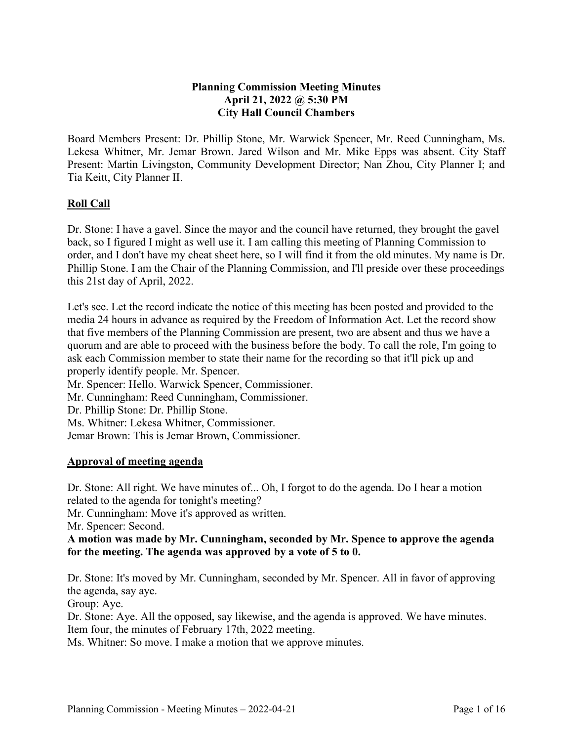**Planning Commission Meeting Minutes**
**April 21, 2022 @ 5:30 PM**
**City Hall Council Chambers**

Board Members Present: Dr. Phillip Stone, Mr. Warwick Spencer, Mr. Reed Cunningham, Ms. Lekesa Whitner, Mr. Jemar Brown. Jared Wilson and Mr. Mike Epps was absent. City Staff Present: Martin Livingston, Community Development Director; Nan Zhou, City Planner I; and Tia Keitt, City Planner II.

## Roll Call

Dr. Stone: I have a gavel. Since the mayor and the council have returned, they brought the gavel back, so I figured I might as well use it. I am calling this meeting of Planning Commission to order, and I don't have my cheat sheet here, so I will find it from the old minutes. My name is Dr. Phillip Stone. I am the Chair of the Planning Commission, and I'll preside over these proceedings this 21st day of April, 2022.

Let's see. Let the record indicate the notice of this meeting has been posted and provided to the media 24 hours in advance as required by the Freedom of Information Act. Let the record show that five members of the Planning Commission are present, two are absent and thus we have a quorum and are able to proceed with the business before the body. To call the role, I'm going to ask each Commission member to state their name for the recording so that it'll pick up and properly identify people. Mr. Spencer.
Mr. Spencer: Hello. Warwick Spencer, Commissioner.
Mr. Cunningham: Reed Cunningham, Commissioner.
Dr. Phillip Stone: Dr. Phillip Stone.
Ms. Whitner: Lekesa Whitner, Commissioner.
Jemar Brown: This is Jemar Brown, Commissioner.

## Approval of meeting agenda

Dr. Stone: All right. We have minutes of... Oh, I forgot to do the agenda. Do I hear a motion related to the agenda for tonight's meeting?
Mr. Cunningham: Move it's approved as written.
Mr. Spencer: Second.
**A motion was made by Mr. Cunningham, seconded by Mr. Spence to approve the agenda for the meeting. The agenda was approved by a vote of 5 to 0.**

Dr. Stone: It's moved by Mr. Cunningham, seconded by Mr. Spencer. All in favor of approving the agenda, say aye.
Group: Aye.
Dr. Stone: Aye. All the opposed, say likewise, and the agenda is approved. We have minutes. Item four, the minutes of February 17th, 2022 meeting.
Ms. Whitner: So move. I make a motion that we approve minutes.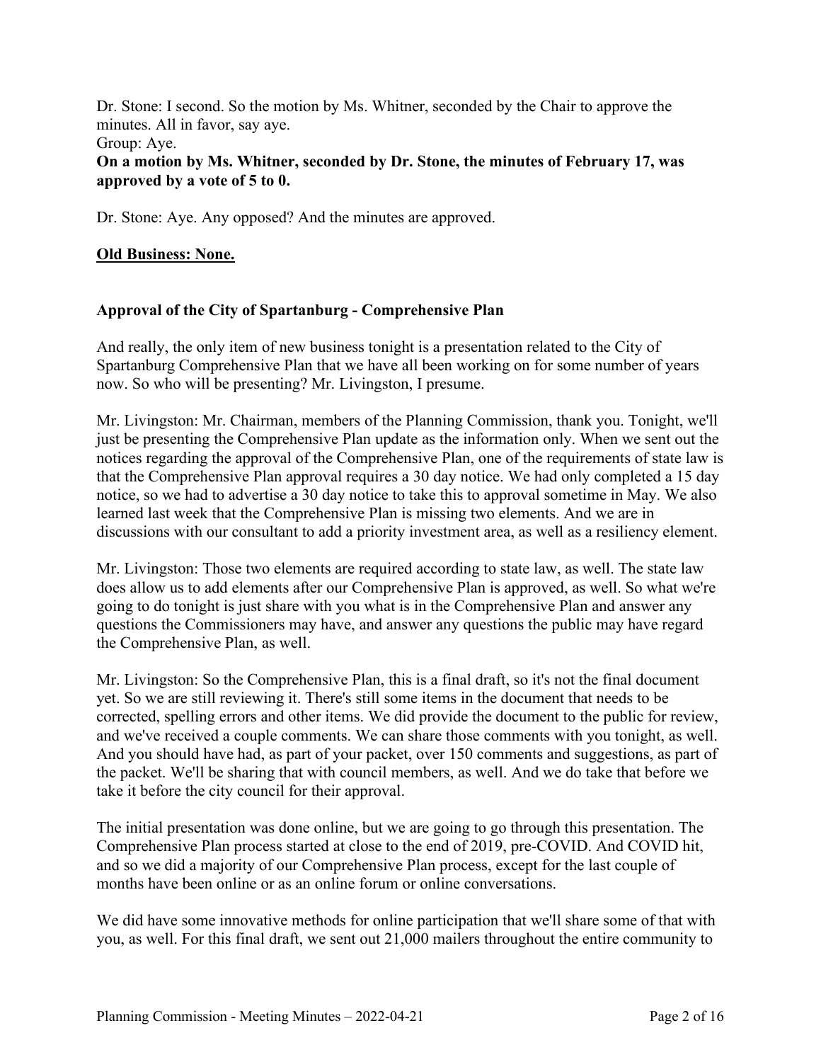Dr. Stone: I second. So the motion by Ms. Whitner, seconded by the Chair to approve the minutes. All in favor, say aye.
Group: Aye.
**On a motion by Ms. Whitner, seconded by Dr. Stone, the minutes of February 17, was approved by a vote of 5 to 0.**

Dr. Stone: Aye. Any opposed? And the minutes are approved.

**Old Business: None.**

**Approval of the City of Spartanburg - Comprehensive Plan**

And really, the only item of new business tonight is a presentation related to the City of Spartanburg Comprehensive Plan that we have all been working on for some number of years now. So who will be presenting? Mr. Livingston, I presume.

Mr. Livingston: Mr. Chairman, members of the Planning Commission, thank you. Tonight, we'll just be presenting the Comprehensive Plan update as the information only. When we sent out the notices regarding the approval of the Comprehensive Plan, one of the requirements of state law is that the Comprehensive Plan approval requires a 30 day notice. We had only completed a 15 day notice, so we had to advertise a 30 day notice to take this to approval sometime in May. We also learned last week that the Comprehensive Plan is missing two elements. And we are in discussions with our consultant to add a priority investment area, as well as a resiliency element.

Mr. Livingston: Those two elements are required according to state law, as well. The state law does allow us to add elements after our Comprehensive Plan is approved, as well. So what we're going to do tonight is just share with you what is in the Comprehensive Plan and answer any questions the Commissioners may have, and answer any questions the public may have regard the Comprehensive Plan, as well.

Mr. Livingston: So the Comprehensive Plan, this is a final draft, so it's not the final document yet. So we are still reviewing it. There's still some items in the document that needs to be corrected, spelling errors and other items. We did provide the document to the public for review, and we've received a couple comments. We can share those comments with you tonight, as well. And you should have had, as part of your packet, over 150 comments and suggestions, as part of the packet. We'll be sharing that with council members, as well. And we do take that before we take it before the city council for their approval.

The initial presentation was done online, but we are going to go through this presentation. The Comprehensive Plan process started at close to the end of 2019, pre-COVID. And COVID hit, and so we did a majority of our Comprehensive Plan process, except for the last couple of months have been online or as an online forum or online conversations.

We did have some innovative methods for online participation that we'll share some of that with you, as well. For this final draft, we sent out 21,000 mailers throughout the entire community to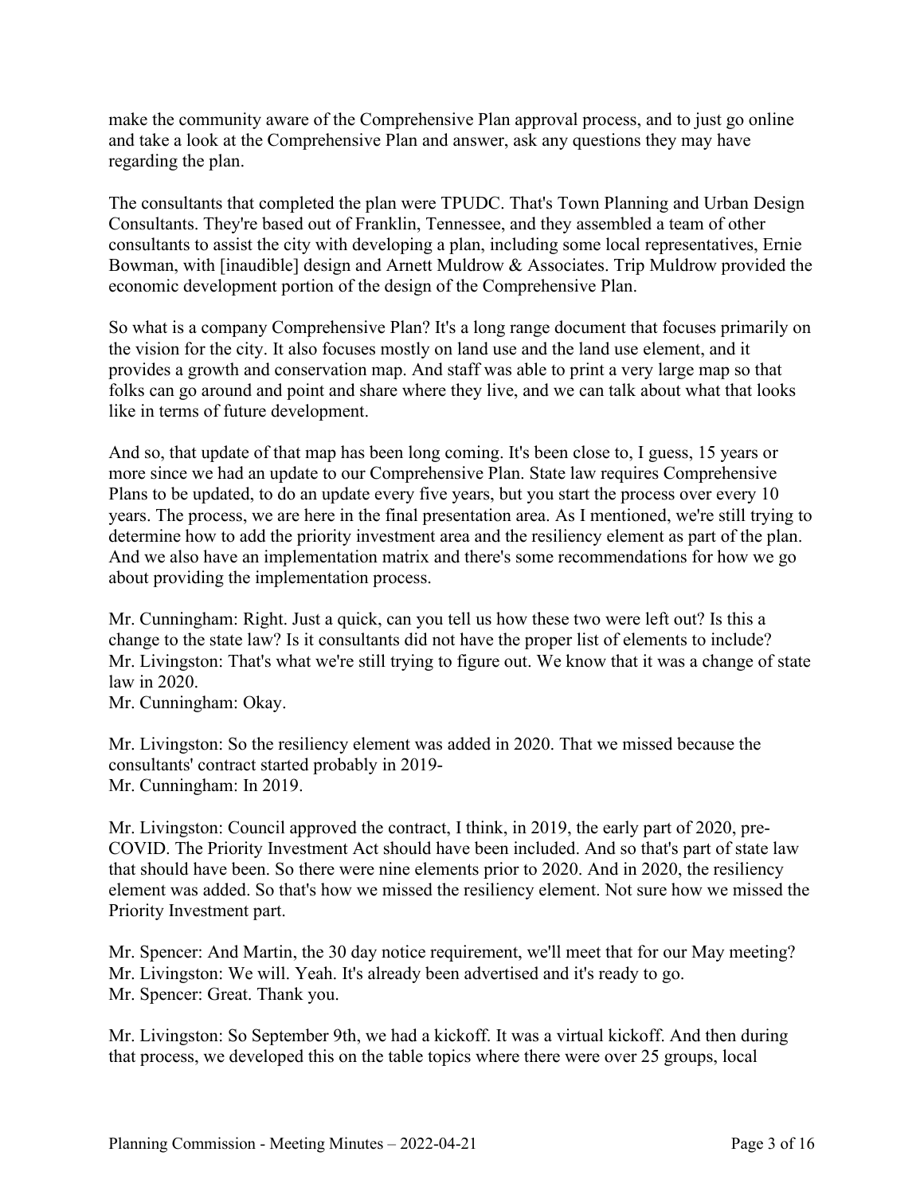make the community aware of the Comprehensive Plan approval process, and to just go online and take a look at the Comprehensive Plan and answer, ask any questions they may have regarding the plan.

The consultants that completed the plan were TPUDC. That's Town Planning and Urban Design Consultants. They're based out of Franklin, Tennessee, and they assembled a team of other consultants to assist the city with developing a plan, including some local representatives, Ernie Bowman, with [inaudible] design and Arnett Muldrow & Associates. Trip Muldrow provided the economic development portion of the design of the Comprehensive Plan.

So what is a company Comprehensive Plan? It's a long range document that focuses primarily on the vision for the city. It also focuses mostly on land use and the land use element, and it provides a growth and conservation map. And staff was able to print a very large map so that folks can go around and point and share where they live, and we can talk about what that looks like in terms of future development.

And so, that update of that map has been long coming. It's been close to, I guess, 15 years or more since we had an update to our Comprehensive Plan. State law requires Comprehensive Plans to be updated, to do an update every five years, but you start the process over every 10 years. The process, we are here in the final presentation area. As I mentioned, we're still trying to determine how to add the priority investment area and the resiliency element as part of the plan. And we also have an implementation matrix and there's some recommendations for how we go about providing the implementation process.

Mr. Cunningham: Right. Just a quick, can you tell us how these two were left out? Is this a change to the state law? Is it consultants did not have the proper list of elements to include?
Mr. Livingston: That's what we're still trying to figure out. We know that it was a change of state law in 2020.
Mr. Cunningham: Okay.

Mr. Livingston: So the resiliency element was added in 2020. That we missed because the consultants' contract started probably in 2019-
Mr. Cunningham: In 2019.

Mr. Livingston: Council approved the contract, I think, in 2019, the early part of 2020, pre-COVID. The Priority Investment Act should have been included. And so that's part of state law that should have been. So there were nine elements prior to 2020. And in 2020, the resiliency element was added. So that's how we missed the resiliency element. Not sure how we missed the Priority Investment part.

Mr. Spencer: And Martin, the 30 day notice requirement, we'll meet that for our May meeting?
Mr. Livingston: We will. Yeah. It's already been advertised and it's ready to go.
Mr. Spencer: Great. Thank you.

Mr. Livingston: So September 9th, we had a kickoff. It was a virtual kickoff. And then during that process, we developed this on the table topics where there were over 25 groups, local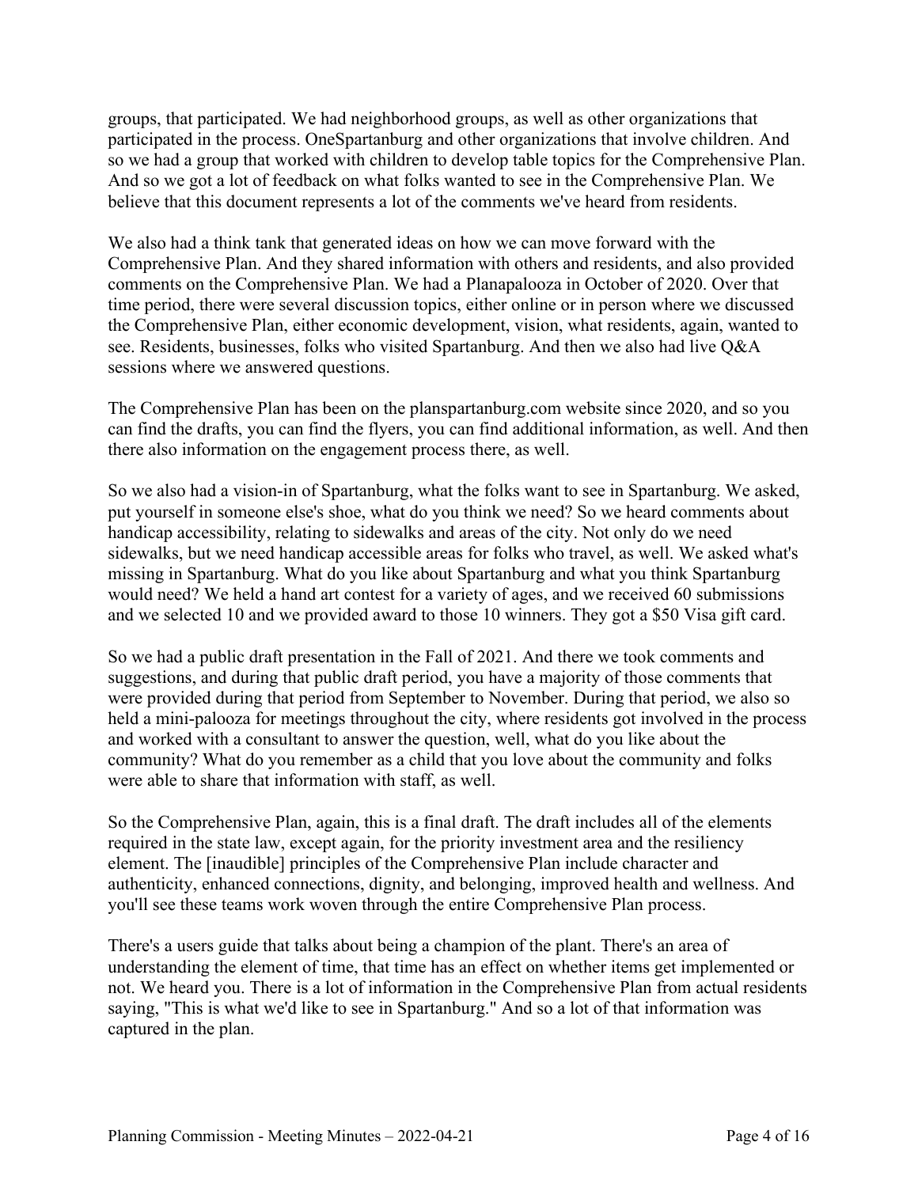groups, that participated. We had neighborhood groups, as well as other organizations that participated in the process. OneSpartanburg and other organizations that involve children. And so we had a group that worked with children to develop table topics for the Comprehensive Plan. And so we got a lot of feedback on what folks wanted to see in the Comprehensive Plan. We believe that this document represents a lot of the comments we've heard from residents.

We also had a think tank that generated ideas on how we can move forward with the Comprehensive Plan. And they shared information with others and residents, and also provided comments on the Comprehensive Plan. We had a Planapalooza in October of 2020. Over that time period, there were several discussion topics, either online or in person where we discussed the Comprehensive Plan, either economic development, vision, what residents, again, wanted to see. Residents, businesses, folks who visited Spartanburg. And then we also had live Q&A sessions where we answered questions.

The Comprehensive Plan has been on the planspartanburg.com website since 2020, and so you can find the drafts, you can find the flyers, you can find additional information, as well. And then there also information on the engagement process there, as well.

So we also had a vision-in of Spartanburg, what the folks want to see in Spartanburg. We asked, put yourself in someone else's shoe, what do you think we need? So we heard comments about handicap accessibility, relating to sidewalks and areas of the city. Not only do we need sidewalks, but we need handicap accessible areas for folks who travel, as well. We asked what's missing in Spartanburg. What do you like about Spartanburg and what you think Spartanburg would need? We held a hand art contest for a variety of ages, and we received 60 submissions and we selected 10 and we provided award to those 10 winners. They got a $50 Visa gift card.

So we had a public draft presentation in the Fall of 2021. And there we took comments and suggestions, and during that public draft period, you have a majority of those comments that were provided during that period from September to November. During that period, we also so held a mini-palooza for meetings throughout the city, where residents got involved in the process and worked with a consultant to answer the question, well, what do you like about the community? What do you remember as a child that you love about the community and folks were able to share that information with staff, as well.

So the Comprehensive Plan, again, this is a final draft. The draft includes all of the elements required in the state law, except again, for the priority investment area and the resiliency element. The [inaudible] principles of the Comprehensive Plan include character and authenticity, enhanced connections, dignity, and belonging, improved health and wellness. And you'll see these teams work woven through the entire Comprehensive Plan process.

There's a users guide that talks about being a champion of the plant. There's an area of understanding the element of time, that time has an effect on whether items get implemented or not. We heard you. There is a lot of information in the Comprehensive Plan from actual residents saying, "This is what we'd like to see in Spartanburg." And so a lot of that information was captured in the plan.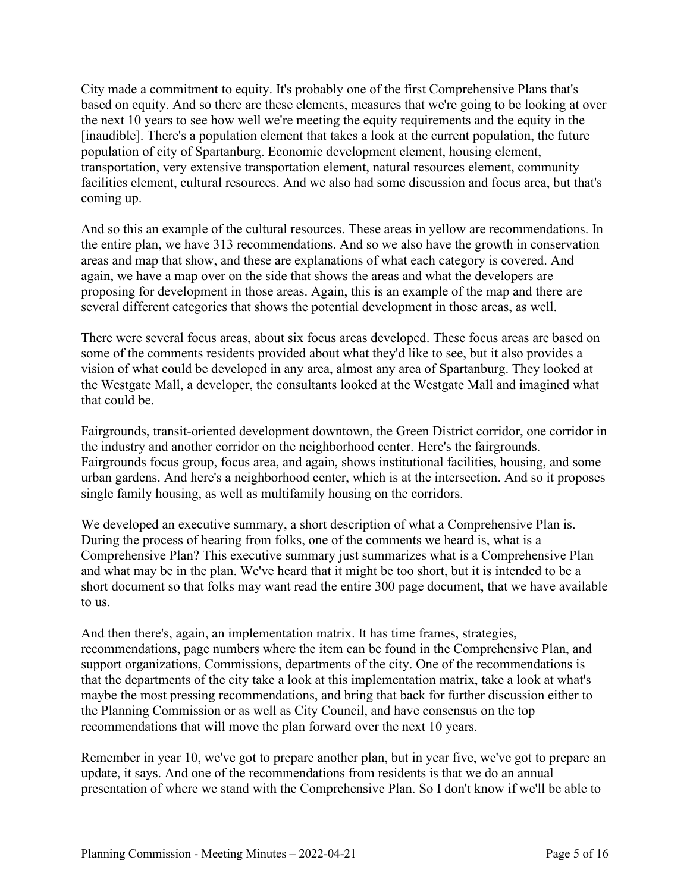City made a commitment to equity. It's probably one of the first Comprehensive Plans that's based on equity. And so there are these elements, measures that we're going to be looking at over the next 10 years to see how well we're meeting the equity requirements and the equity in the [inaudible]. There's a population element that takes a look at the current population, the future population of city of Spartanburg. Economic development element, housing element, transportation, very extensive transportation element, natural resources element, community facilities element, cultural resources. And we also had some discussion and focus area, but that's coming up.

And so this an example of the cultural resources. These areas in yellow are recommendations. In the entire plan, we have 313 recommendations. And so we also have the growth in conservation areas and map that show, and these are explanations of what each category is covered. And again, we have a map over on the side that shows the areas and what the developers are proposing for development in those areas. Again, this is an example of the map and there are several different categories that shows the potential development in those areas, as well.

There were several focus areas, about six focus areas developed. These focus areas are based on some of the comments residents provided about what they'd like to see, but it also provides a vision of what could be developed in any area, almost any area of Spartanburg. They looked at the Westgate Mall, a developer, the consultants looked at the Westgate Mall and imagined what that could be.

Fairgrounds, transit-oriented development downtown, the Green District corridor, one corridor in the industry and another corridor on the neighborhood center. Here's the fairgrounds. Fairgrounds focus group, focus area, and again, shows institutional facilities, housing, and some urban gardens. And here's a neighborhood center, which is at the intersection. And so it proposes single family housing, as well as multifamily housing on the corridors.

We developed an executive summary, a short description of what a Comprehensive Plan is. During the process of hearing from folks, one of the comments we heard is, what is a Comprehensive Plan? This executive summary just summarizes what is a Comprehensive Plan and what may be in the plan. We've heard that it might be too short, but it is intended to be a short document so that folks may want read the entire 300 page document, that we have available to us.

And then there's, again, an implementation matrix. It has time frames, strategies, recommendations, page numbers where the item can be found in the Comprehensive Plan, and support organizations, Commissions, departments of the city. One of the recommendations is that the departments of the city take a look at this implementation matrix, take a look at what's maybe the most pressing recommendations, and bring that back for further discussion either to the Planning Commission or as well as City Council, and have consensus on the top recommendations that will move the plan forward over the next 10 years.

Remember in year 10, we've got to prepare another plan, but in year five, we've got to prepare an update, it says. And one of the recommendations from residents is that we do an annual presentation of where we stand with the Comprehensive Plan. So I don't know if we'll be able to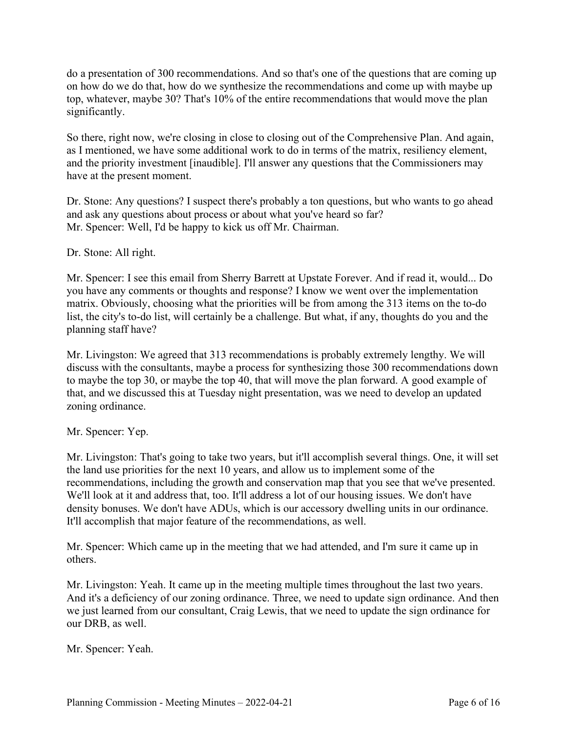do a presentation of 300 recommendations. And so that's one of the questions that are coming up on how do we do that, how do we synthesize the recommendations and come up with maybe up top, whatever, maybe 30? That's 10% of the entire recommendations that would move the plan significantly.

So there, right now, we're closing in close to closing out of the Comprehensive Plan. And again, as I mentioned, we have some additional work to do in terms of the matrix, resiliency element, and the priority investment [inaudible]. I'll answer any questions that the Commissioners may have at the present moment.

Dr. Stone: Any questions? I suspect there's probably a ton questions, but who wants to go ahead and ask any questions about process or about what you've heard so far?
Mr. Spencer: Well, I'd be happy to kick us off Mr. Chairman.

Dr. Stone: All right.

Mr. Spencer: I see this email from Sherry Barrett at Upstate Forever. And if read it, would... Do you have any comments or thoughts and response? I know we went over the implementation matrix. Obviously, choosing what the priorities will be from among the 313 items on the to-do list, the city's to-do list, will certainly be a challenge. But what, if any, thoughts do you and the planning staff have?

Mr. Livingston: We agreed that 313 recommendations is probably extremely lengthy. We will discuss with the consultants, maybe a process for synthesizing those 300 recommendations down to maybe the top 30, or maybe the top 40, that will move the plan forward. A good example of that, and we discussed this at Tuesday night presentation, was we need to develop an updated zoning ordinance.

Mr. Spencer: Yep.

Mr. Livingston: That's going to take two years, but it'll accomplish several things. One, it will set the land use priorities for the next 10 years, and allow us to implement some of the recommendations, including the growth and conservation map that you see that we've presented. We'll look at it and address that, too. It'll address a lot of our housing issues. We don't have density bonuses. We don't have ADUs, which is our accessory dwelling units in our ordinance. It'll accomplish that major feature of the recommendations, as well.

Mr. Spencer: Which came up in the meeting that we had attended, and I'm sure it came up in others.

Mr. Livingston: Yeah. It came up in the meeting multiple times throughout the last two years. And it's a deficiency of our zoning ordinance. Three, we need to update sign ordinance. And then we just learned from our consultant, Craig Lewis, that we need to update the sign ordinance for our DRB, as well.

Mr. Spencer: Yeah.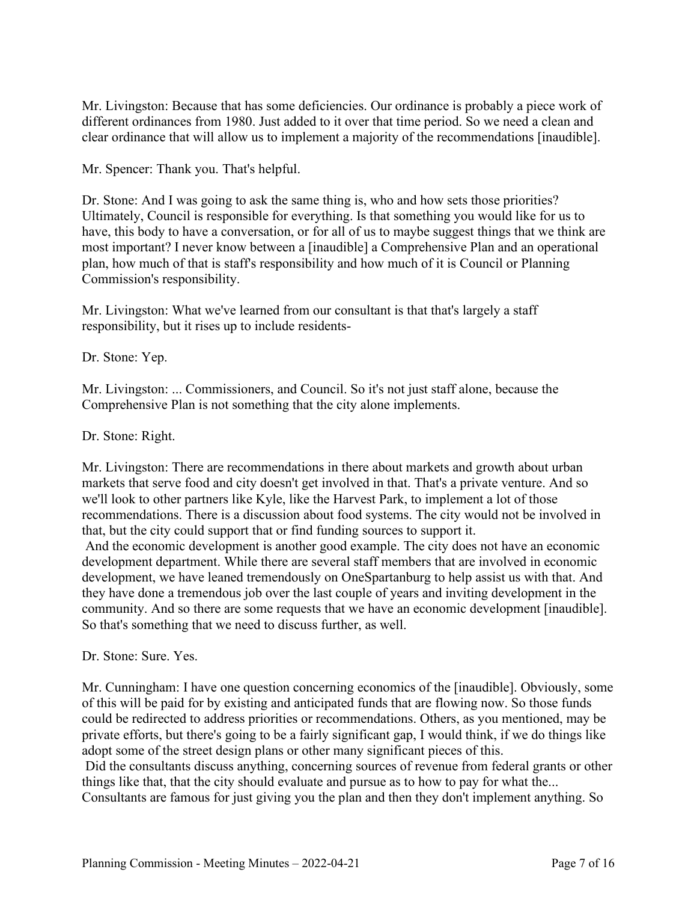Mr. Livingston: Because that has some deficiencies. Our ordinance is probably a piece work of different ordinances from 1980. Just added to it over that time period. So we need a clean and clear ordinance that will allow us to implement a majority of the recommendations [inaudible].

Mr. Spencer: Thank you. That's helpful.

Dr. Stone: And I was going to ask the same thing is, who and how sets those priorities? Ultimately, Council is responsible for everything. Is that something you would like for us to have, this body to have a conversation, or for all of us to maybe suggest things that we think are most important? I never know between a [inaudible] a Comprehensive Plan and an operational plan, how much of that is staff's responsibility and how much of it is Council or Planning Commission's responsibility.

Mr. Livingston: What we've learned from our consultant is that that's largely a staff responsibility, but it rises up to include residents-

Dr. Stone: Yep.

Mr. Livingston: ... Commissioners, and Council. So it's not just staff alone, because the Comprehensive Plan is not something that the city alone implements.

Dr. Stone: Right.

Mr. Livingston: There are recommendations in there about markets and growth about urban markets that serve food and city doesn't get involved in that. That's a private venture. And so we'll look to other partners like Kyle, like the Harvest Park, to implement a lot of those recommendations. There is a discussion about food systems. The city would not be involved in that, but the city could support that or find funding sources to support it.
And the economic development is another good example. The city does not have an economic development department. While there are several staff members that are involved in economic development, we have leaned tremendously on OneSpartanburg to help assist us with that. And they have done a tremendous job over the last couple of years and inviting development in the community. And so there are some requests that we have an economic development [inaudible]. So that's something that we need to discuss further, as well.

Dr. Stone: Sure. Yes.

Mr. Cunningham: I have one question concerning economics of the [inaudible]. Obviously, some of this will be paid for by existing and anticipated funds that are flowing now. So those funds could be redirected to address priorities or recommendations. Others, as you mentioned, may be private efforts, but there's going to be a fairly significant gap, I would think, if we do things like adopt some of the street design plans or other many significant pieces of this.
Did the consultants discuss anything, concerning sources of revenue from federal grants or other things like that, that the city should evaluate and pursue as to how to pay for what the... Consultants are famous for just giving you the plan and then they don't implement anything. So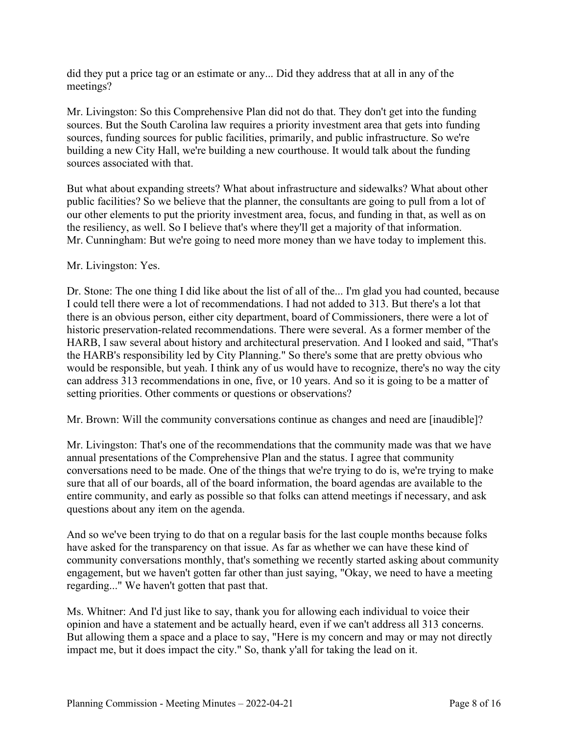did they put a price tag or an estimate or any... Did they address that at all in any of the meetings?

Mr. Livingston: So this Comprehensive Plan did not do that. They don't get into the funding sources. But the South Carolina law requires a priority investment area that gets into funding sources, funding sources for public facilities, primarily, and public infrastructure. So we're building a new City Hall, we're building a new courthouse. It would talk about the funding sources associated with that.

But what about expanding streets? What about infrastructure and sidewalks? What about other public facilities? So we believe that the planner, the consultants are going to pull from a lot of our other elements to put the priority investment area, focus, and funding in that, as well as on the resiliency, as well. So I believe that's where they'll get a majority of that information.
Mr. Cunningham: But we're going to need more money than we have today to implement this.

Mr. Livingston: Yes.

Dr. Stone: The one thing I did like about the list of all of the... I'm glad you had counted, because I could tell there were a lot of recommendations. I had not added to 313. But there's a lot that there is an obvious person, either city department, board of Commissioners, there were a lot of historic preservation-related recommendations. There were several. As a former member of the HARB, I saw several about history and architectural preservation. And I looked and said, "That's the HARB's responsibility led by City Planning." So there's some that are pretty obvious who would be responsible, but yeah. I think any of us would have to recognize, there's no way the city can address 313 recommendations in one, five, or 10 years. And so it is going to be a matter of setting priorities. Other comments or questions or observations?

Mr. Brown: Will the community conversations continue as changes and need are [inaudible]?

Mr. Livingston: That's one of the recommendations that the community made was that we have annual presentations of the Comprehensive Plan and the status. I agree that community conversations need to be made. One of the things that we're trying to do is, we're trying to make sure that all of our boards, all of the board information, the board agendas are available to the entire community, and early as possible so that folks can attend meetings if necessary, and ask questions about any item on the agenda.

And so we've been trying to do that on a regular basis for the last couple months because folks have asked for the transparency on that issue. As far as whether we can have these kind of community conversations monthly, that's something we recently started asking about community engagement, but we haven't gotten far other than just saying, "Okay, we need to have a meeting regarding..." We haven't gotten that past that.

Ms. Whitner: And I'd just like to say, thank you for allowing each individual to voice their opinion and have a statement and be actually heard, even if we can't address all 313 concerns. But allowing them a space and a place to say, "Here is my concern and may or may not directly impact me, but it does impact the city." So, thank y'all for taking the lead on it.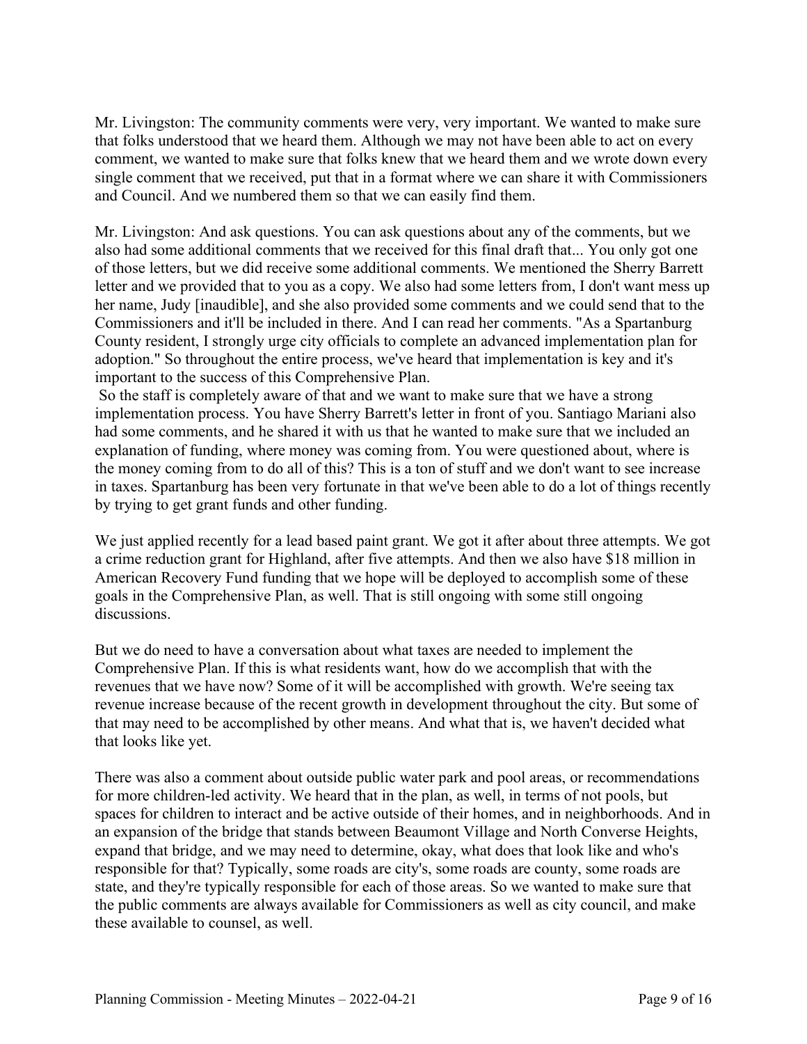Mr. Livingston: The community comments were very, very important. We wanted to make sure that folks understood that we heard them. Although we may not have been able to act on every comment, we wanted to make sure that folks knew that we heard them and we wrote down every single comment that we received, put that in a format where we can share it with Commissioners and Council. And we numbered them so that we can easily find them.

Mr. Livingston: And ask questions. You can ask questions about any of the comments, but we also had some additional comments that we received for this final draft that... You only got one of those letters, but we did receive some additional comments. We mentioned the Sherry Barrett letter and we provided that to you as a copy. We also had some letters from, I don't want mess up her name, Judy [inaudible], and she also provided some comments and we could send that to the Commissioners and it'll be included in there. And I can read her comments. "As a Spartanburg County resident, I strongly urge city officials to complete an advanced implementation plan for adoption." So throughout the entire process, we've heard that implementation is key and it's important to the success of this Comprehensive Plan.

So the staff is completely aware of that and we want to make sure that we have a strong implementation process. You have Sherry Barrett's letter in front of you. Santiago Mariani also had some comments, and he shared it with us that he wanted to make sure that we included an explanation of funding, where money was coming from. You were questioned about, where is the money coming from to do all of this? This is a ton of stuff and we don't want to see increase in taxes. Spartanburg has been very fortunate in that we've been able to do a lot of things recently by trying to get grant funds and other funding.

We just applied recently for a lead based paint grant. We got it after about three attempts. We got a crime reduction grant for Highland, after five attempts. And then we also have $18 million in American Recovery Fund funding that we hope will be deployed to accomplish some of these goals in the Comprehensive Plan, as well. That is still ongoing with some still ongoing discussions.

But we do need to have a conversation about what taxes are needed to implement the Comprehensive Plan. If this is what residents want, how do we accomplish that with the revenues that we have now? Some of it will be accomplished with growth. We're seeing tax revenue increase because of the recent growth in development throughout the city. But some of that may need to be accomplished by other means. And what that is, we haven't decided what that looks like yet.

There was also a comment about outside public water park and pool areas, or recommendations for more children-led activity. We heard that in the plan, as well, in terms of not pools, but spaces for children to interact and be active outside of their homes, and in neighborhoods. And in an expansion of the bridge that stands between Beaumont Village and North Converse Heights, expand that bridge, and we may need to determine, okay, what does that look like and who's responsible for that? Typically, some roads are city's, some roads are county, some roads are state, and they're typically responsible for each of those areas. So we wanted to make sure that the public comments are always available for Commissioners as well as city council, and make these available to counsel, as well.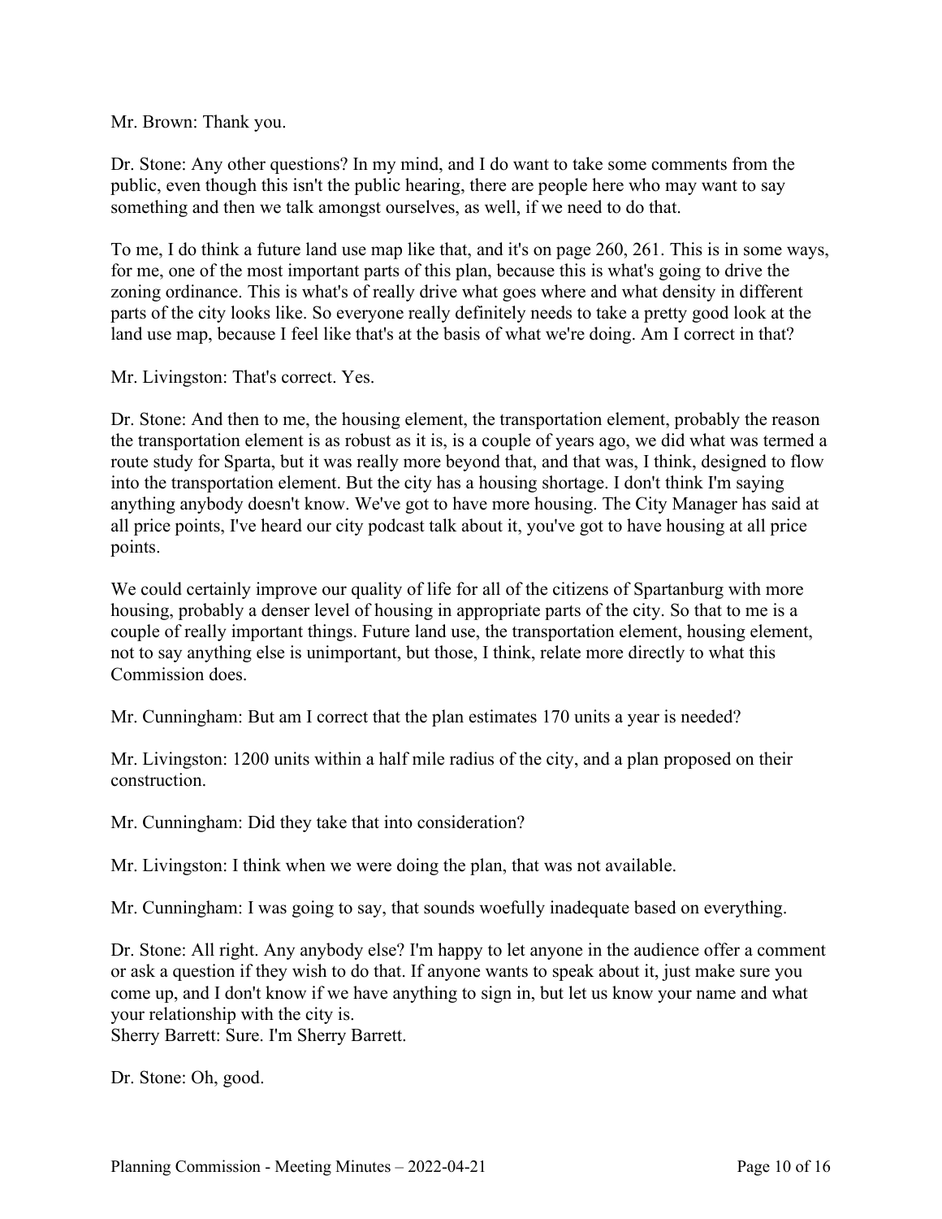Mr. Brown: Thank you.

Dr. Stone: Any other questions? In my mind, and I do want to take some comments from the public, even though this isn't the public hearing, there are people here who may want to say something and then we talk amongst ourselves, as well, if we need to do that.

To me, I do think a future land use map like that, and it's on page 260, 261. This is in some ways, for me, one of the most important parts of this plan, because this is what's going to drive the zoning ordinance. This is what's of really drive what goes where and what density in different parts of the city looks like. So everyone really definitely needs to take a pretty good look at the land use map, because I feel like that's at the basis of what we're doing. Am I correct in that?

Mr. Livingston: That's correct. Yes.

Dr. Stone: And then to me, the housing element, the transportation element, probably the reason the transportation element is as robust as it is, is a couple of years ago, we did what was termed a route study for Sparta, but it was really more beyond that, and that was, I think, designed to flow into the transportation element. But the city has a housing shortage. I don't think I'm saying anything anybody doesn't know. We've got to have more housing. The City Manager has said at all price points, I've heard our city podcast talk about it, you've got to have housing at all price points.

We could certainly improve our quality of life for all of the citizens of Spartanburg with more housing, probably a denser level of housing in appropriate parts of the city. So that to me is a couple of really important things. Future land use, the transportation element, housing element, not to say anything else is unimportant, but those, I think, relate more directly to what this Commission does.

Mr. Cunningham: But am I correct that the plan estimates 170 units a year is needed?

Mr. Livingston: 1200 units within a half mile radius of the city, and a plan proposed on their construction.

Mr. Cunningham: Did they take that into consideration?

Mr. Livingston: I think when we were doing the plan, that was not available.

Mr. Cunningham: I was going to say, that sounds woefully inadequate based on everything.

Dr. Stone: All right. Any anybody else? I'm happy to let anyone in the audience offer a comment or ask a question if they wish to do that. If anyone wants to speak about it, just make sure you come up, and I don't know if we have anything to sign in, but let us know your name and what your relationship with the city is.
Sherry Barrett: Sure. I'm Sherry Barrett.

Dr. Stone: Oh, good.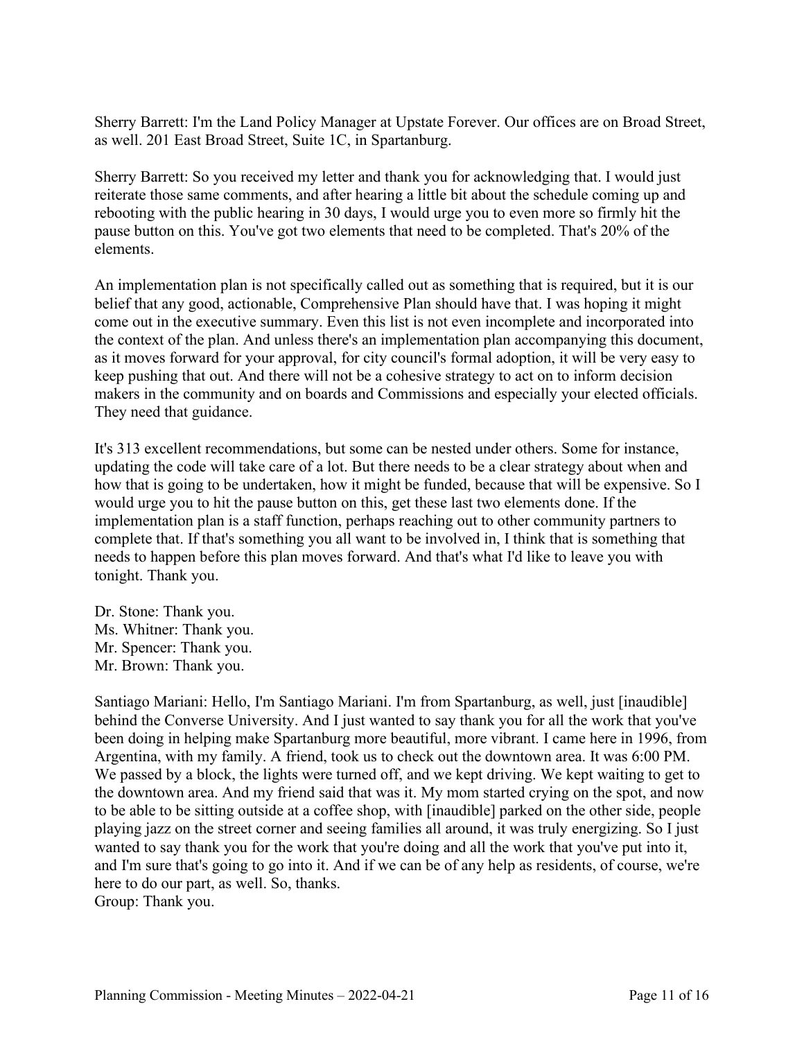Sherry Barrett: I'm the Land Policy Manager at Upstate Forever. Our offices are on Broad Street, as well. 201 East Broad Street, Suite 1C, in Spartanburg.

Sherry Barrett: So you received my letter and thank you for acknowledging that. I would just reiterate those same comments, and after hearing a little bit about the schedule coming up and rebooting with the public hearing in 30 days, I would urge you to even more so firmly hit the pause button on this. You've got two elements that need to be completed. That's 20% of the elements.

An implementation plan is not specifically called out as something that is required, but it is our belief that any good, actionable, Comprehensive Plan should have that. I was hoping it might come out in the executive summary. Even this list is not even incomplete and incorporated into the context of the plan. And unless there's an implementation plan accompanying this document, as it moves forward for your approval, for city council's formal adoption, it will be very easy to keep pushing that out. And there will not be a cohesive strategy to act on to inform decision makers in the community and on boards and Commissions and especially your elected officials. They need that guidance.

It's 313 excellent recommendations, but some can be nested under others. Some for instance, updating the code will take care of a lot. But there needs to be a clear strategy about when and how that is going to be undertaken, how it might be funded, because that will be expensive. So I would urge you to hit the pause button on this, get these last two elements done. If the implementation plan is a staff function, perhaps reaching out to other community partners to complete that. If that's something you all want to be involved in, I think that is something that needs to happen before this plan moves forward. And that's what I'd like to leave you with tonight. Thank you.

Dr. Stone: Thank you.
Ms. Whitner: Thank you.
Mr. Spencer: Thank you.
Mr. Brown: Thank you.

Santiago Mariani: Hello, I'm Santiago Mariani. I'm from Spartanburg, as well, just [inaudible] behind the Converse University. And I just wanted to say thank you for all the work that you've been doing in helping make Spartanburg more beautiful, more vibrant. I came here in 1996, from Argentina, with my family. A friend, took us to check out the downtown area. It was 6:00 PM. We passed by a block, the lights were turned off, and we kept driving. We kept waiting to get to the downtown area. And my friend said that was it. My mom started crying on the spot, and now to be able to be sitting outside at a coffee shop, with [inaudible] parked on the other side, people playing jazz on the street corner and seeing families all around, it was truly energizing. So I just wanted to say thank you for the work that you're doing and all the work that you've put into it, and I'm sure that's going to go into it. And if we can be of any help as residents, of course, we're here to do our part, as well. So, thanks.
Group: Thank you.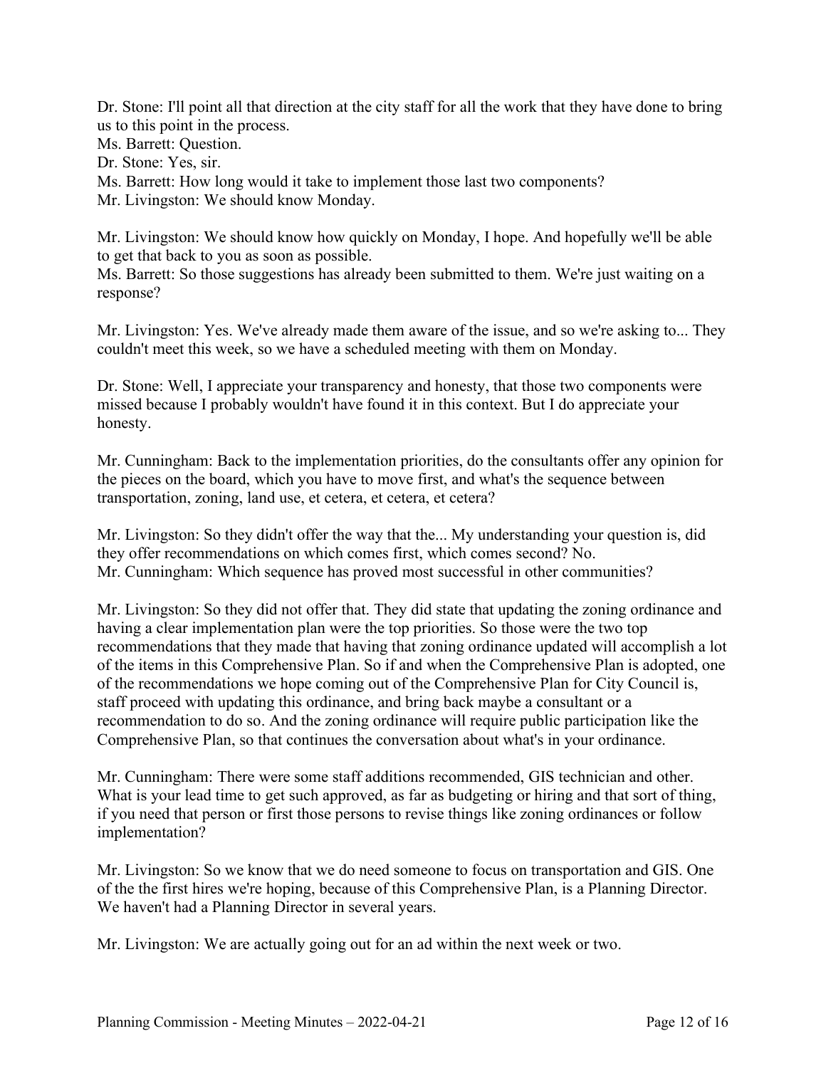Dr. Stone: I'll point all that direction at the city staff for all the work that they have done to bring us to this point in the process.
Ms. Barrett: Question.
Dr. Stone: Yes, sir.
Ms. Barrett: How long would it take to implement those last two components?
Mr. Livingston: We should know Monday.

Mr. Livingston: We should know how quickly on Monday, I hope. And hopefully we'll be able to get that back to you as soon as possible.
Ms. Barrett: So those suggestions has already been submitted to them. We're just waiting on a response?

Mr. Livingston: Yes. We've already made them aware of the issue, and so we're asking to... They couldn't meet this week, so we have a scheduled meeting with them on Monday.

Dr. Stone: Well, I appreciate your transparency and honesty, that those two components were missed because I probably wouldn't have found it in this context. But I do appreciate your honesty.

Mr. Cunningham: Back to the implementation priorities, do the consultants offer any opinion for the pieces on the board, which you have to move first, and what's the sequence between transportation, zoning, land use, et cetera, et cetera, et cetera?

Mr. Livingston: So they didn't offer the way that the... My understanding your question is, did they offer recommendations on which comes first, which comes second? No.
Mr. Cunningham: Which sequence has proved most successful in other communities?

Mr. Livingston: So they did not offer that. They did state that updating the zoning ordinance and having a clear implementation plan were the top priorities. So those were the two top recommendations that they made that having that zoning ordinance updated will accomplish a lot of the items in this Comprehensive Plan. So if and when the Comprehensive Plan is adopted, one of the recommendations we hope coming out of the Comprehensive Plan for City Council is, staff proceed with updating this ordinance, and bring back maybe a consultant or a recommendation to do so. And the zoning ordinance will require public participation like the Comprehensive Plan, so that continues the conversation about what's in your ordinance.

Mr. Cunningham: There were some staff additions recommended, GIS technician and other. What is your lead time to get such approved, as far as budgeting or hiring and that sort of thing, if you need that person or first those persons to revise things like zoning ordinances or follow implementation?

Mr. Livingston: So we know that we do need someone to focus on transportation and GIS. One of the the first hires we're hoping, because of this Comprehensive Plan, is a Planning Director. We haven't had a Planning Director in several years.

Mr. Livingston: We are actually going out for an ad within the next week or two.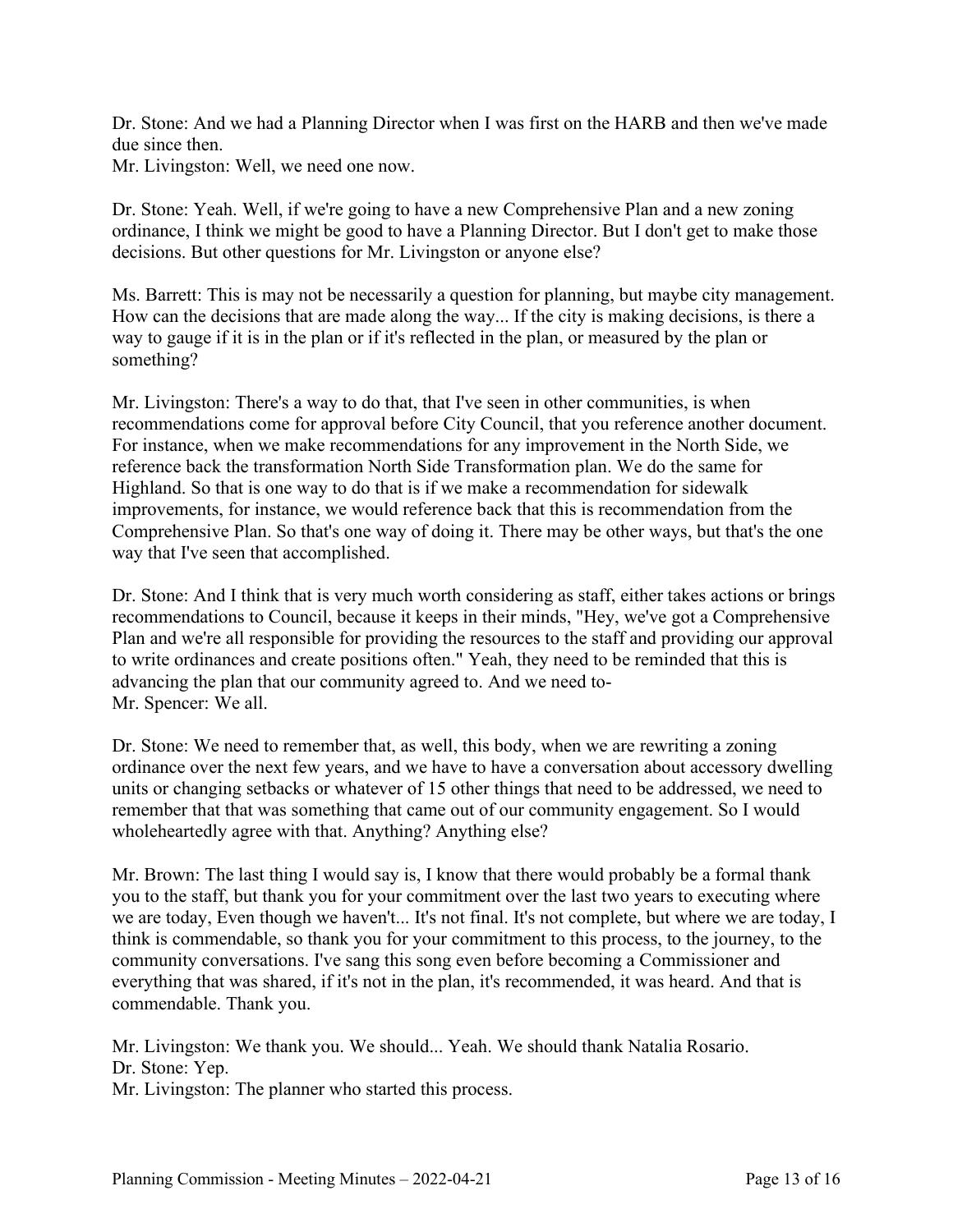Dr. Stone: And we had a Planning Director when I was first on the HARB and then we've made due since then.
Mr. Livingston: Well, we need one now.

Dr. Stone: Yeah. Well, if we're going to have a new Comprehensive Plan and a new zoning ordinance, I think we might be good to have a Planning Director. But I don't get to make those decisions. But other questions for Mr. Livingston or anyone else?

Ms. Barrett: This is may not be necessarily a question for planning, but maybe city management. How can the decisions that are made along the way... If the city is making decisions, is there a way to gauge if it is in the plan or if it's reflected in the plan, or measured by the plan or something?

Mr. Livingston: There's a way to do that, that I've seen in other communities, is when recommendations come for approval before City Council, that you reference another document. For instance, when we make recommendations for any improvement in the North Side, we reference back the transformation North Side Transformation plan. We do the same for Highland. So that is one way to do that is if we make a recommendation for sidewalk improvements, for instance, we would reference back that this is recommendation from the Comprehensive Plan. So that's one way of doing it. There may be other ways, but that's the one way that I've seen that accomplished.

Dr. Stone: And I think that is very much worth considering as staff, either takes actions or brings recommendations to Council, because it keeps in their minds, "Hey, we've got a Comprehensive Plan and we're all responsible for providing the resources to the staff and providing our approval to write ordinances and create positions often." Yeah, they need to be reminded that this is advancing the plan that our community agreed to. And we need to-
Mr. Spencer: We all.

Dr. Stone: We need to remember that, as well, this body, when we are rewriting a zoning ordinance over the next few years, and we have to have a conversation about accessory dwelling units or changing setbacks or whatever of 15 other things that need to be addressed, we need to remember that that was something that came out of our community engagement. So I would wholeheartedly agree with that. Anything? Anything else?

Mr. Brown: The last thing I would say is, I know that there would probably be a formal thank you to the staff, but thank you for your commitment over the last two years to executing where we are today, Even though we haven't... It's not final. It's not complete, but where we are today, I think is commendable, so thank you for your commitment to this process, to the journey, to the community conversations. I've sang this song even before becoming a Commissioner and everything that was shared, if it's not in the plan, it's recommended, it was heard. And that is commendable. Thank you.

Mr. Livingston: We thank you. We should... Yeah. We should thank Natalia Rosario.
Dr. Stone: Yep.
Mr. Livingston: The planner who started this process.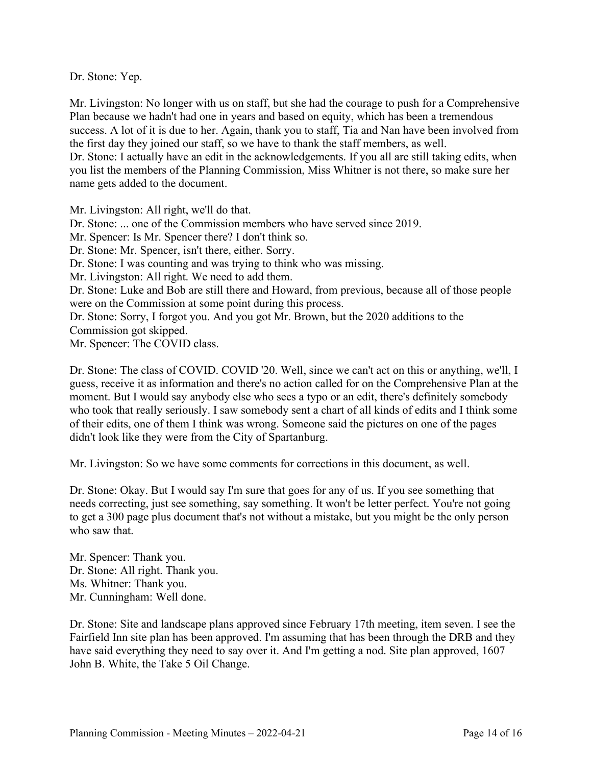Dr. Stone: Yep.

Mr. Livingston: No longer with us on staff, but she had the courage to push for a Comprehensive Plan because we hadn't had one in years and based on equity, which has been a tremendous success. A lot of it is due to her. Again, thank you to staff, Tia and Nan have been involved from the first day they joined our staff, so we have to thank the staff members, as well.
Dr. Stone: I actually have an edit in the acknowledgements. If you all are still taking edits, when you list the members of the Planning Commission, Miss Whitner is not there, so make sure her name gets added to the document.

Mr. Livingston: All right, we'll do that.
Dr. Stone: ... one of the Commission members who have served since 2019.
Mr. Spencer: Is Mr. Spencer there? I don't think so.
Dr. Stone: Mr. Spencer, isn't there, either. Sorry.
Dr. Stone: I was counting and was trying to think who was missing.
Mr. Livingston: All right. We need to add them.
Dr. Stone: Luke and Bob are still there and Howard, from previous, because all of those people were on the Commission at some point during this process.
Dr. Stone: Sorry, I forgot you. And you got Mr. Brown, but the 2020 additions to the Commission got skipped.
Mr. Spencer: The COVID class.

Dr. Stone: The class of COVID. COVID '20. Well, since we can't act on this or anything, we'll, I guess, receive it as information and there's no action called for on the Comprehensive Plan at the moment. But I would say anybody else who sees a typo or an edit, there's definitely somebody who took that really seriously. I saw somebody sent a chart of all kinds of edits and I think some of their edits, one of them I think was wrong. Someone said the pictures on one of the pages didn't look like they were from the City of Spartanburg.

Mr. Livingston: So we have some comments for corrections in this document, as well.

Dr. Stone: Okay. But I would say I'm sure that goes for any of us. If you see something that needs correcting, just see something, say something. It won't be letter perfect. You're not going to get a 300 page plus document that's not without a mistake, but you might be the only person who saw that.

Mr. Spencer: Thank you.
Dr. Stone: All right. Thank you.
Ms. Whitner: Thank you.
Mr. Cunningham: Well done.

Dr. Stone: Site and landscape plans approved since February 17th meeting, item seven. I see the Fairfield Inn site plan has been approved. I'm assuming that has been through the DRB and they have said everything they need to say over it. And I'm getting a nod. Site plan approved, 1607 John B. White, the Take 5 Oil Change.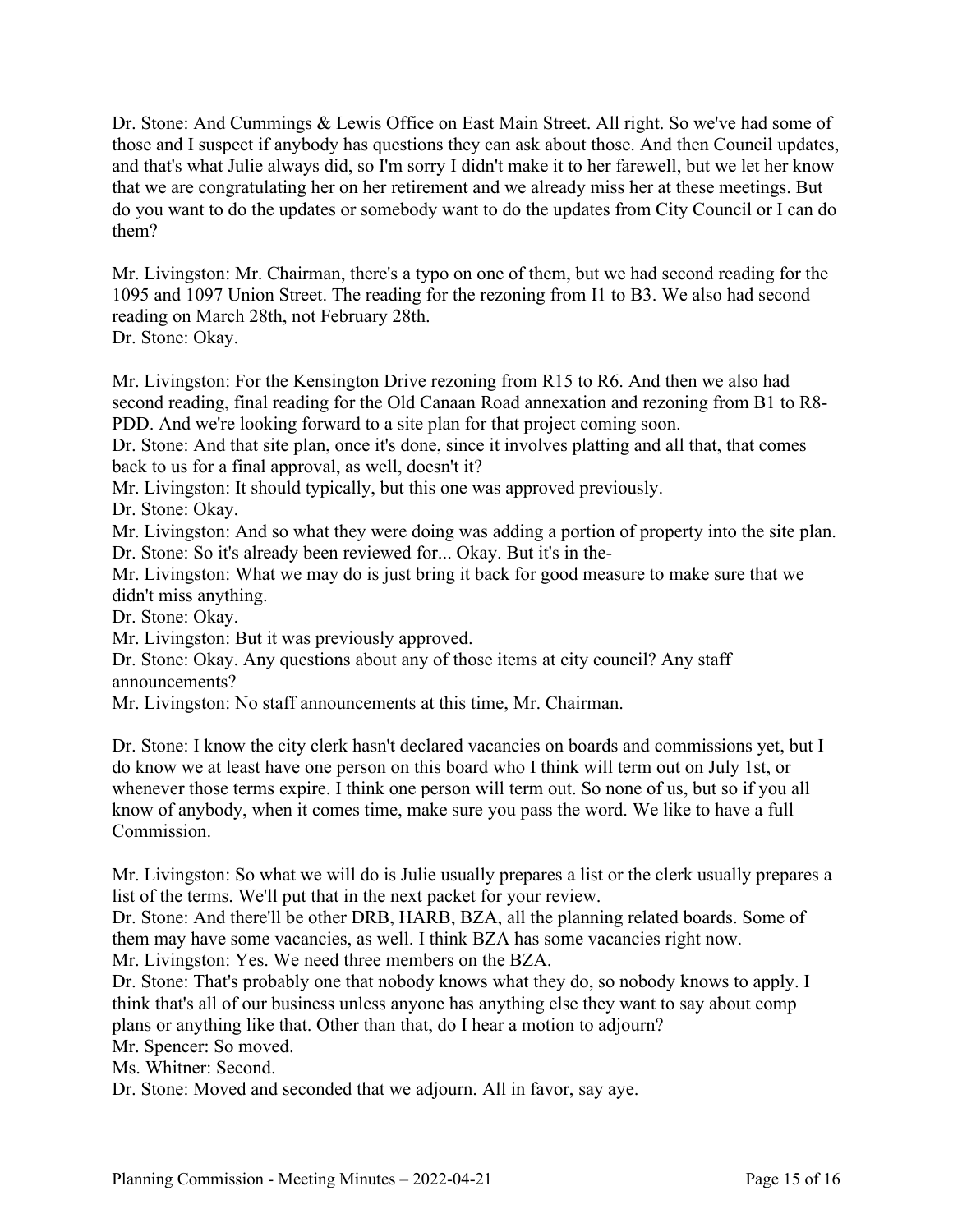Dr. Stone: And Cummings & Lewis Office on East Main Street. All right. So we've had some of those and I suspect if anybody has questions they can ask about those. And then Council updates, and that's what Julie always did, so I'm sorry I didn't make it to her farewell, but we let her know that we are congratulating her on her retirement and we already miss her at these meetings. But do you want to do the updates or somebody want to do the updates from City Council or I can do them?

Mr. Livingston: Mr. Chairman, there's a typo on one of them, but we had second reading for the 1095 and 1097 Union Street. The reading for the rezoning from I1 to B3. We also had second reading on March 28th, not February 28th.
Dr. Stone: Okay.

Mr. Livingston: For the Kensington Drive rezoning from R15 to R6. And then we also had second reading, final reading for the Old Canaan Road annexation and rezoning from B1 to R8-PDD. And we're looking forward to a site plan for that project coming soon.
Dr. Stone: And that site plan, once it's done, since it involves platting and all that, that comes back to us for a final approval, as well, doesn't it?
Mr. Livingston: It should typically, but this one was approved previously.
Dr. Stone: Okay.
Mr. Livingston: And so what they were doing was adding a portion of property into the site plan.
Dr. Stone: So it's already been reviewed for... Okay. But it's in the-
Mr. Livingston: What we may do is just bring it back for good measure to make sure that we didn't miss anything.
Dr. Stone: Okay.
Mr. Livingston: But it was previously approved.
Dr. Stone: Okay. Any questions about any of those items at city council? Any staff announcements?
Mr. Livingston: No staff announcements at this time, Mr. Chairman.

Dr. Stone: I know the city clerk hasn't declared vacancies on boards and commissions yet, but I do know we at least have one person on this board who I think will term out on July 1st, or whenever those terms expire. I think one person will term out. So none of us, but so if you all know of anybody, when it comes time, make sure you pass the word. We like to have a full Commission.

Mr. Livingston: So what we will do is Julie usually prepares a list or the clerk usually prepares a list of the terms. We'll put that in the next packet for your review.
Dr. Stone: And there'll be other DRB, HARB, BZA, all the planning related boards. Some of them may have some vacancies, as well. I think BZA has some vacancies right now.
Mr. Livingston: Yes. We need three members on the BZA.
Dr. Stone: That's probably one that nobody knows what they do, so nobody knows to apply. I think that's all of our business unless anyone has anything else they want to say about comp plans or anything like that. Other than that, do I hear a motion to adjourn?
Mr. Spencer: So moved.
Ms. Whitner: Second.
Dr. Stone: Moved and seconded that we adjourn. All in favor, say aye.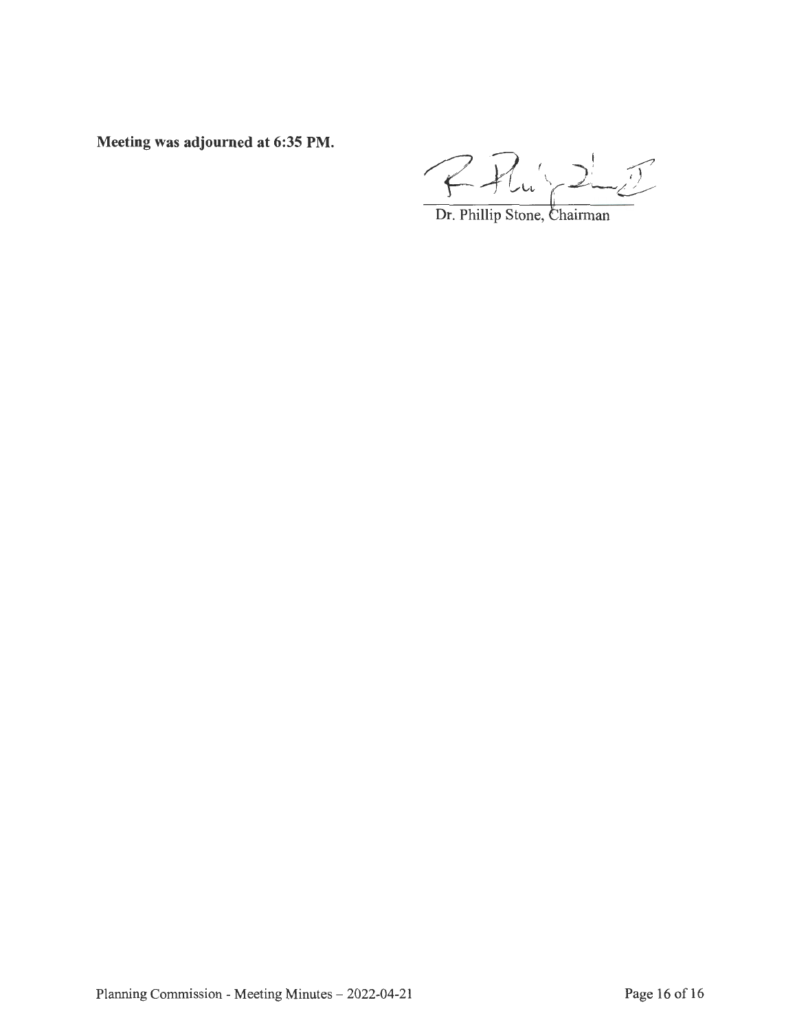**Meeting was adjourned at 6:35 PM.**

Dr. Phillip Stone, Chairman